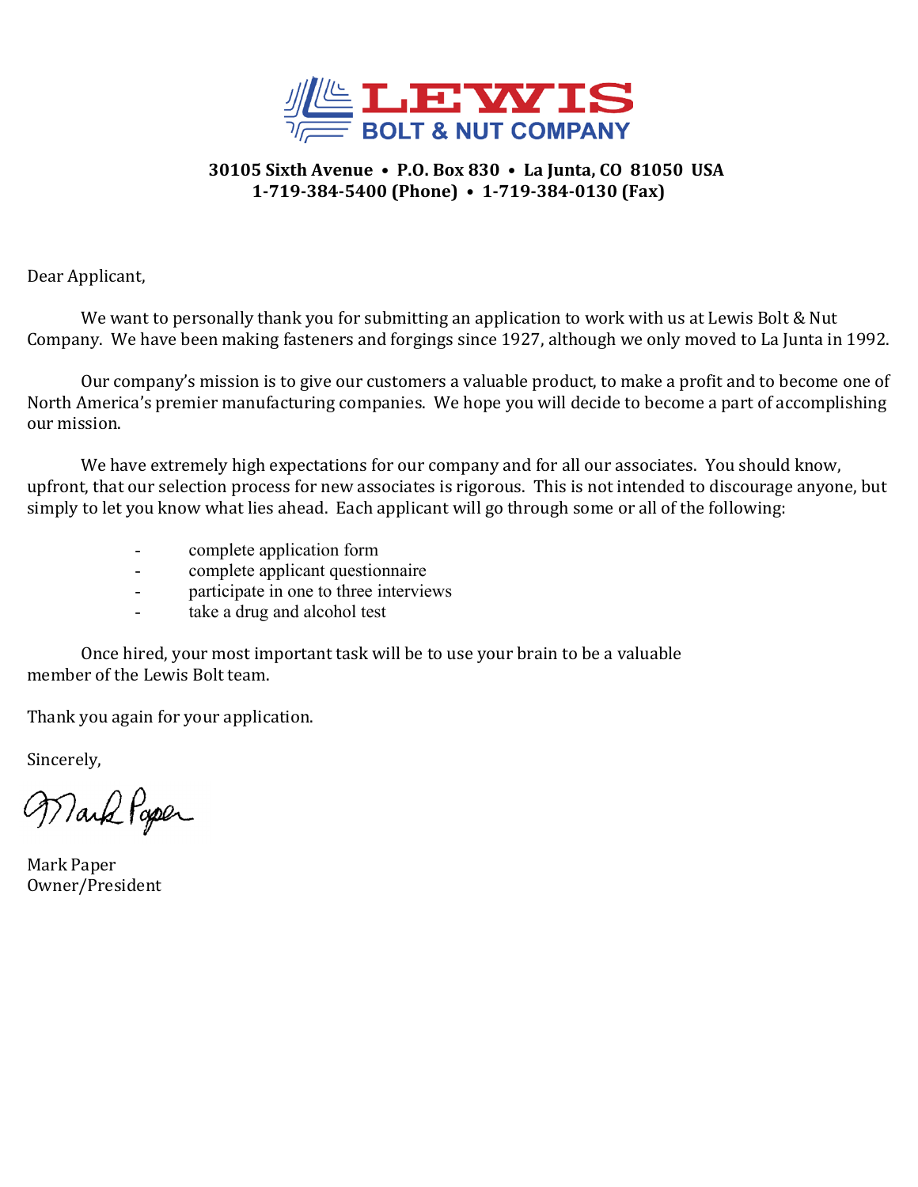# LEWIS
## BOLT & NUT COMPANY

**30105 Sixth Avenue • P.O. Box 830 • La Junta, CO 81050 USA**
**1-719-384-5400 (Phone) • 1-719-384-0130 (Fax)**

Dear Applicant,

We want to personally thank you for submitting an application to work with us at Lewis Bolt & Nut Company. We have been making fasteners and forgings since 1927, although we only moved to La Junta in 1992.

Our company's mission is to give our customers a valuable product, to make a profit and to become one of North America's premier manufacturing companies. We hope you will decide to become a part of accomplishing our mission.

We have extremely high expectations for our company and for all our associates. You should know, upfront, that our selection process for new associates is rigorous. This is not intended to discourage anyone, but simply to let you know what lies ahead. Each applicant will go through some or all of the following:

- complete application form
- complete applicant questionnaire
- participate in one to three interviews
- take a drug and alcohol test

Once hired, your most important task will be to use your brain to be a valuable member of the Lewis Bolt team.

Thank you again for your application.

Sincerely,

Mark Paper

Mark Paper
Owner/President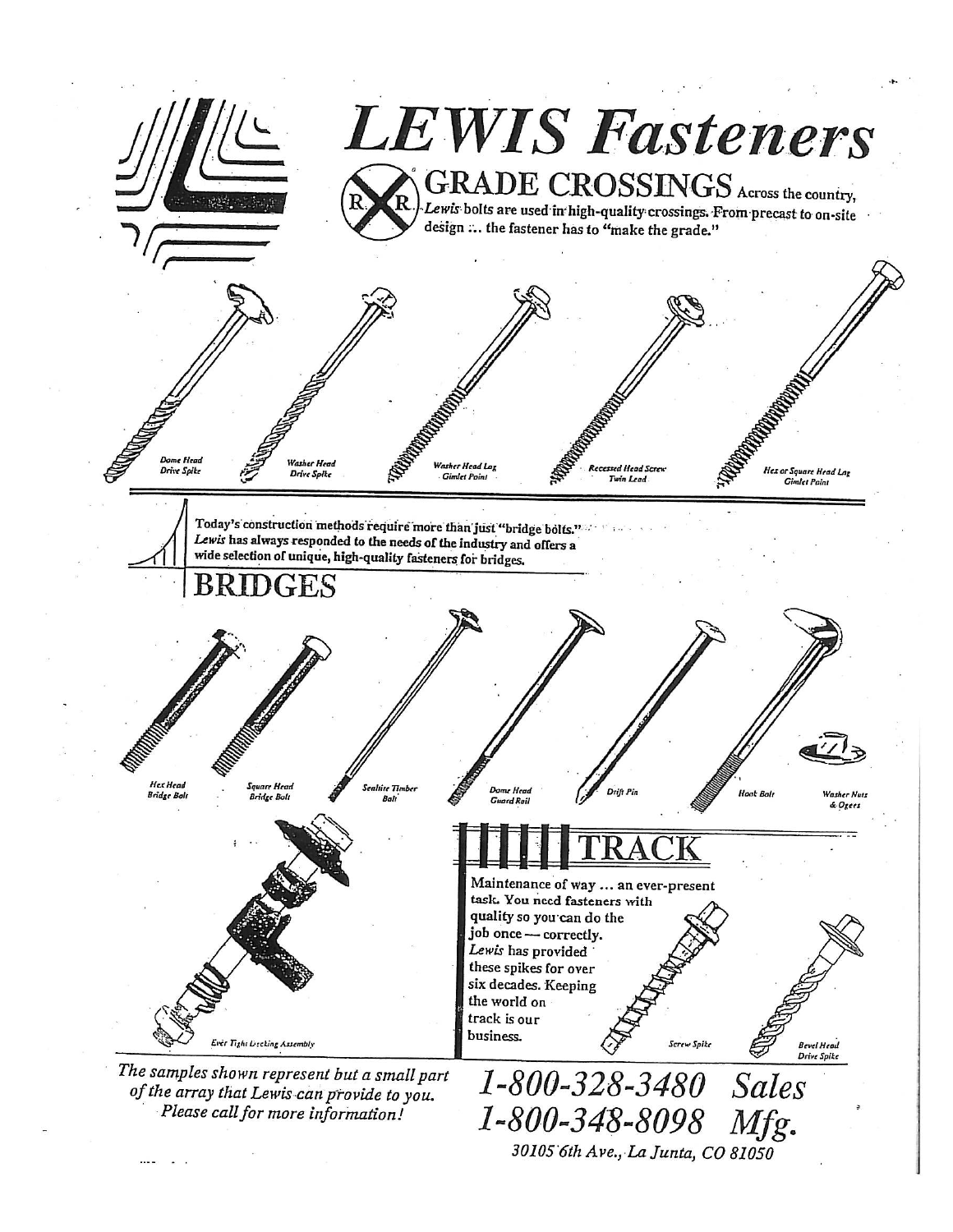# LEWIS Fasteners

## GRADE CROSSINGS

Across the country, *Lewis* bolts are used in high-quality crossings. From precast to on-site design ... the fastener has to "make the grade."

*Dome Head Drive Spike* · *Washer Head Drive Spike* · *Washer Head Lag Gimlet Point* · *Recessed Head Screw Twin Lead* · *Hex or Square Head Lag Gimlet Point*

Today's construction methods require more than just "bridge bolts." *Lewis* has always responded to the needs of the industry and offers a wide selection of unique, high-quality fasteners for bridges.

## BRIDGES

*Hex Head Bridge Bolt* · *Square Head Bridge Bolt* · *Sealtite Timber Bolt* · *Dome Head Guard Rail* · *Drift Pin* · *Hook Bolt* · *Washer Nuts & Ogees*

*Ever Tight Locking Assembly*

## TRACK

Maintenance of way ... an ever-present task. You need fasteners with quality so you can do the job once — correctly. *Lewis* has provided these spikes for over six decades. Keeping the world on track is our business.

*Screw Spike* · *Bevel Head Drive Spike*

*The samples shown represent but a small part of the array that Lewis can provide to you. Please call for more information!*

*1-800-328-3480 Sales*
*1-800-348-8098 Mfg.*
*30105 6th Ave., La Junta, CO 81050*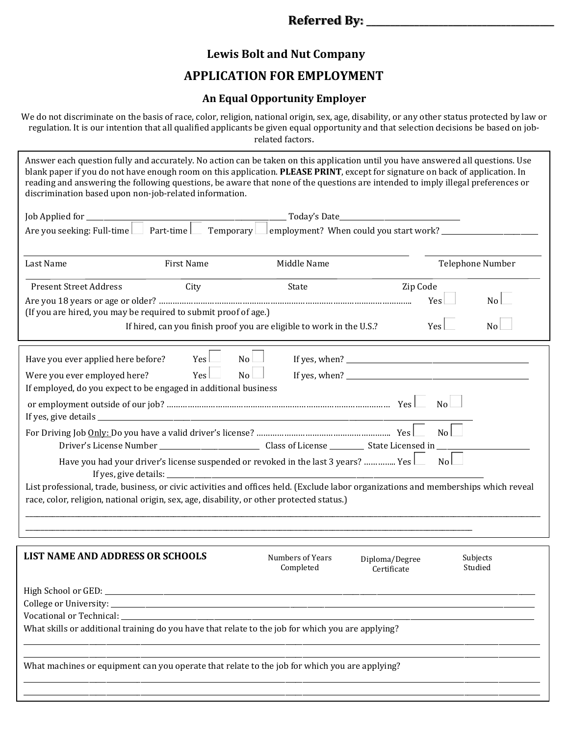**Referred By:** ______________________________

## Lewis Bolt and Nut Company

## APPLICATION FOR EMPLOYMENT

### An Equal Opportunity Employer

We do not discriminate on the basis of race, color, religion, national origin, sex, age, disability, or any other status protected by law or regulation. It is our intention that all qualified applicants be given equal opportunity and that selection decisions be based on job-related factors.

Answer each question fully and accurately. No action can be taken on this application until you have answered all questions. Use blank paper if you do not have enough room on this application. **PLEASE PRINT**, except for signature on back of application. In reading and answering the following questions, be aware that none of the questions are intended to imply illegal preferences or discrimination based upon non-job-related information.

Job Applied for ______________________________ Today's Date____________________

Are you seeking: Full-time ☐ Part-time ☐ Temporary ☐ employment? When could you start work? ____________________

| Last Name | First Name | Middle Name | Telephone Number |
|---|---|---|---|
| | | | |

| Present Street Address | City | State | Zip Code |
|---|---|---|---|
| | | | |

Are you 18 years or age or older? ……………………………………………………………………… Yes ☐ No ☐

(If you are hired, you may be required to submit proof of age.)

If hired, can you finish proof you are eligible to work in the U.S.? Yes ☐ No ☐

Have you ever applied here before? Yes ☐ No ☐ If yes, when? ______________________________

Were you ever employed here? Yes ☐ No ☐ If yes, when? ______________________________

If employed, do you expect to be engaged in additional business or employment outside of our job? ……………………………………………… Yes ☐ No ☐

If yes, give details ______________________________________________________________

For Driving Job Only: Do you have a valid driver's license? ………………………………………… Yes ☐ No ☐

Driver's License Number ____________________ Class of License _________ State Licensed in ____________________

Have you had your driver's license suspended or revoked in the last 3 years? ………… Yes ☐ No ☐

If yes, give details: ______________________________________________________________

List professional, trade, business, or civic activities and offices held. (Exclude labor organizations and memberships which reveal race, color, religion, national origin, sex, age, disability, or other protected status.)

______________________________________________________________________________

______________________________________________________________________________

| LIST NAME AND ADDRESS OR SCHOOLS | Numbers of Years Completed | Diploma/Degree Certificate | Subjects Studied |
|---|---|---|---|
| High School or GED: | | | |
| College or University: | | | |
| Vocational or Technical: | | | |

What skills or additional training do you have that relate to the job for which you are applying?

______________________________________________________________________________

______________________________________________________________________________

What machines or equipment can you operate that relate to the job for which you are applying?

______________________________________________________________________________

______________________________________________________________________________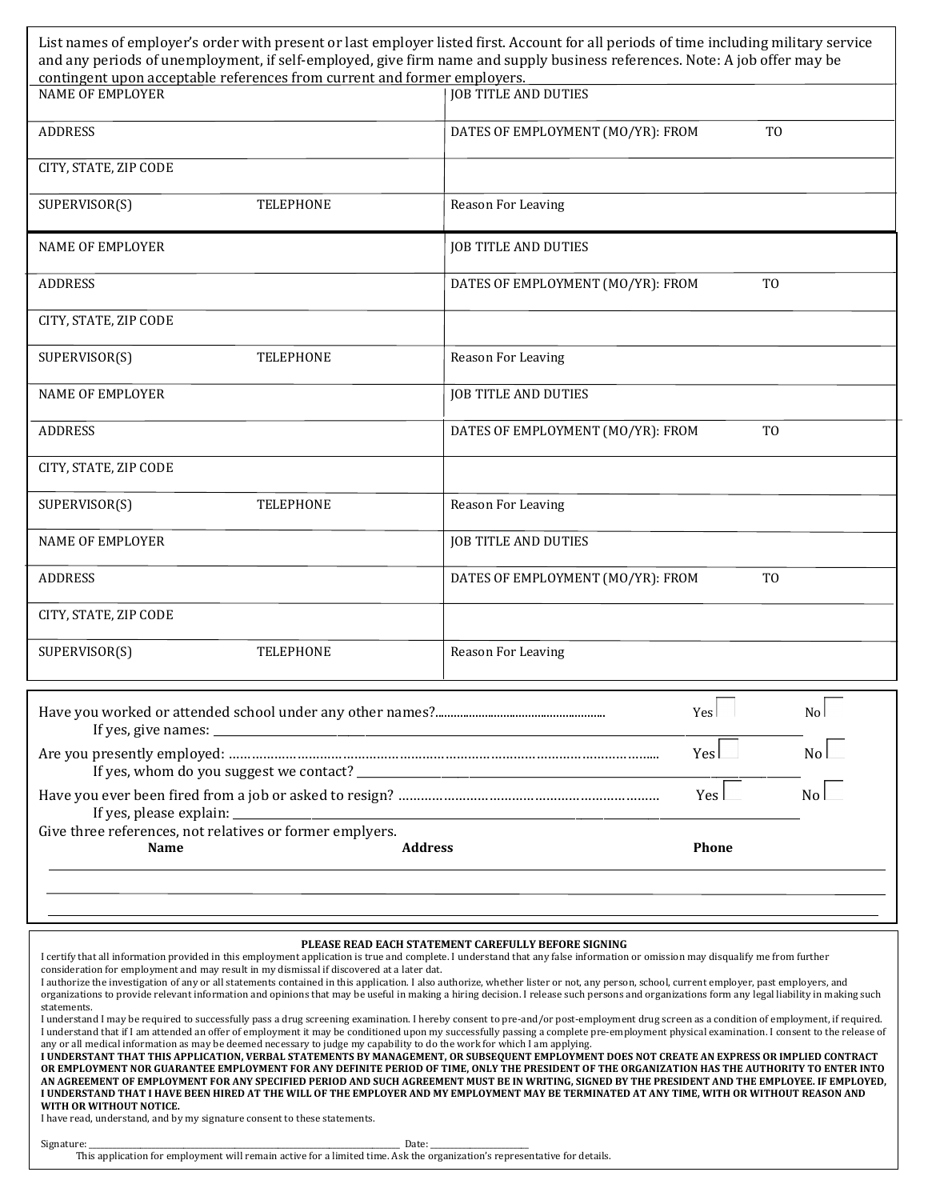List names of employer's order with present or last employer listed first. Account for all periods of time including military service and any periods of unemployment, if self-employed, give firm name and supply business references. Note: A job offer may be contingent upon acceptable references from current and former employers.

| | |
|---|---|
| NAME OF EMPLOYER | JOB TITLE AND DUTIES |
| ADDRESS | DATES OF EMPLOYMENT (MO/YR): FROM TO |
| CITY, STATE, ZIP CODE | |
| SUPERVISOR(S) TELEPHONE | Reason For Leaving |

| | |
|---|---|
| NAME OF EMPLOYER | JOB TITLE AND DUTIES |
| ADDRESS | DATES OF EMPLOYMENT (MO/YR): FROM TO |
| CITY, STATE, ZIP CODE | |
| SUPERVISOR(S) TELEPHONE | Reason For Leaving |
| NAME OF EMPLOYER | JOB TITLE AND DUTIES |
| ADDRESS | DATES OF EMPLOYMENT (MO/YR): FROM TO |
| CITY, STATE, ZIP CODE | |
| SUPERVISOR(S) TELEPHONE | Reason For Leaving |
| NAME OF EMPLOYER | JOB TITLE AND DUTIES |
| ADDRESS | DATES OF EMPLOYMENT (MO/YR): FROM TO |
| CITY, STATE, ZIP CODE | |
| SUPERVISOR(S) TELEPHONE | Reason For Leaving |

Have you worked or attended school under any other names?...................................................... Yes ☐ No ☐

If yes, give names: ______________________________________________

Are you presently employed: ………………………………………………………………………………………….... Yes ☐ No ☐

If yes, whom do you suggest we contact? ______________________________________________

Have you ever been fired from a job or asked to resign? ………………………………………………………… Yes ☐ No ☐

If yes, please explain: ______________________________________________

Give three references, not relatives or former emplyers.

| Name | Address | Phone |
|---|---|---|
| | | |
| | | |
| | | |

**PLEASE READ EACH STATEMENT CAREFULLY BEFORE SIGNING**

I certify that all information provided in this employment application is true and complete. I understand that any false information or omission may disqualify me from further consideration for employment and may result in my dismissal if discovered at a later dat.

I authorize the investigation of any or all statements contained in this application. I also authorize, whether lister or not, any person, school, current employer, past employers, and organizations to provide relevant information and opinions that may be useful in making a hiring decision. I release such persons and organizations form any legal liability in making such statements.

I understand I may be required to successfully pass a drug screening examination. I hereby consent to pre-and/or post-employment drug screen as a condition of employment, if required. I understand that if I am attended an offer of employment it may be conditioned upon my successfully passing a complete pre-employment physical examination. I consent to the release of any or all medical information as may be deemed necessary to judge my capability to do the work for which I am applying.

**I UNDERSTAND THAT THIS APPLICATION, VERBAL STATEMENTS BY MANAGEMENT, OR SUBSEQUENT EMPLOYMENT DOES NOT CREATE AN EXPRESS OR IMPLIED CONTRACT OR EMPLOYMENT NOR GUARANTEE EMPLOYMENT FOR ANY DEFINITE PERIOD OF TIME, ONLY THE PRESIDENT OF THE ORGANIZATION HAS THE AUTHORITY TO ENTER INTO AN AGREEMENT OF EMPLOYMENT FOR ANY SPECIFIED PERIOD AND SUCH AGREEMENT MUST BE IN WRITING, SIGNED BY THE PRESIDENT AND THE EMPLOYEE. IF EMPLOYED, I UNDERSTAND THAT I HAVE BEEN HIRED AT THE WILL OF THE EMPLOYER AND MY EMPLOYMENT MAY BE TERMINATED AT ANY TIME, WITH OR WITHOUT REASON AND WITH OR WITHOUT NOTICE.**

I have read, understand, and by my signature consent to these statements.

Signature: ______________________________ Date: ______________

This application for employment will remain active for a limited time. Ask the organization's representative for details.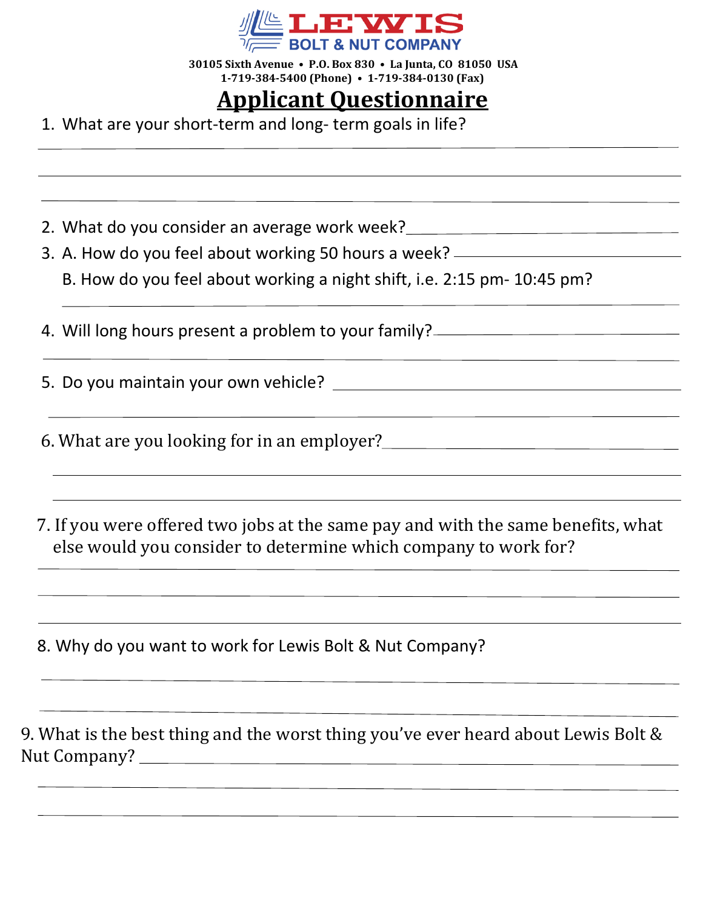**LEWIS**
**BOLT & NUT COMPANY**

**30105 Sixth Avenue • P.O. Box 830 • La Junta, CO 81050 USA**
**1-719-384-5400 (Phone) • 1-719-384-0130 (Fax)**

# Applicant Questionnaire

1. What are your short-term and long- term goals in life?

___________________________________________

___________________________________________

___________________________________________

2. What do you consider an average work week? ___________________

3. A. How do you feel about working 50 hours a week? ___________________

   B. How do you feel about working a night shift, i.e. 2:15 pm- 10:45 pm?

___________________________________________

4. Will long hours present a problem to your family? ___________________

___________________________________________

5. Do you maintain your own vehicle? ___________________

___________________________________________

6. What are you looking for in an employer? ___________________

___________________________________________

___________________________________________

7. If you were offered two jobs at the same pay and with the same benefits, what else would you consider to determine which company to work for?

___________________________________________

___________________________________________

___________________________________________

8. Why do you want to work for Lewis Bolt & Nut Company?

___________________________________________

___________________________________________

9. What is the best thing and the worst thing you've ever heard about Lewis Bolt & Nut Company? ___________________

___________________________________________

___________________________________________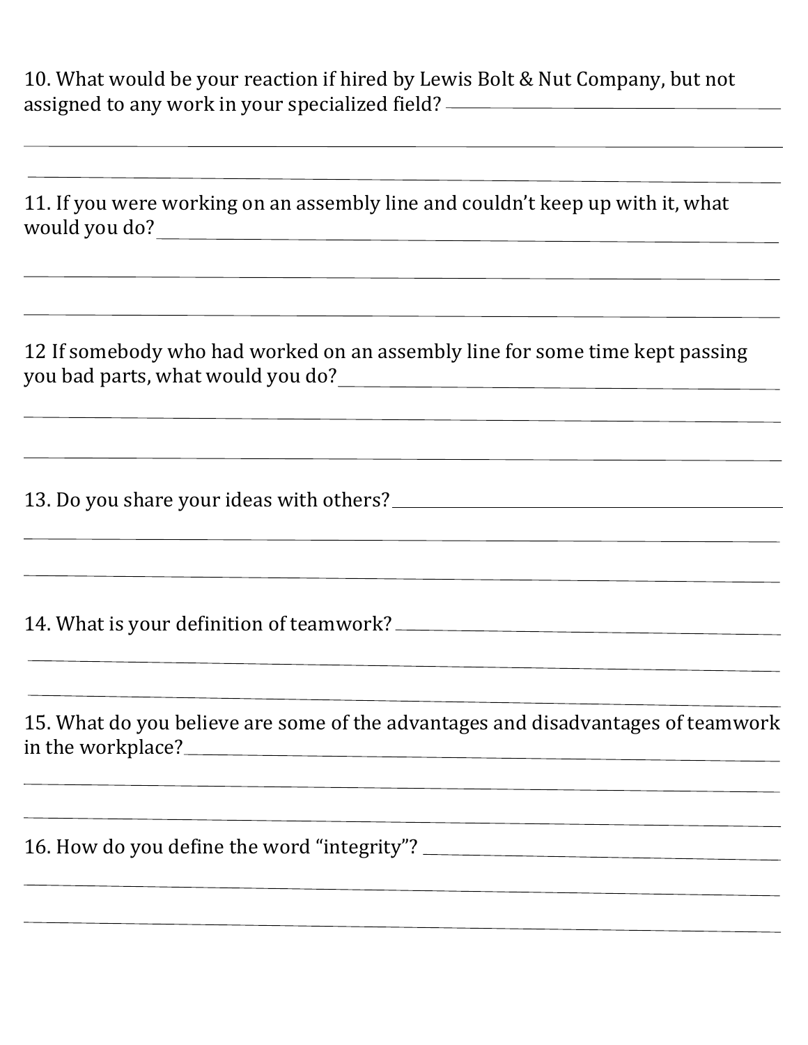10. What would be your reaction if hired by Lewis Bolt & Nut Company, but not assigned to any work in your specialized field? ______________________________

______________________________________________________________________

______________________________________________________________________

11. If you were working on an assembly line and couldn't keep up with it, what would you do? ______________________________________________________________

______________________________________________________________________

______________________________________________________________________

12 If somebody who had worked on an assembly line for some time kept passing you bad parts, what would you do? ______________________________________________

______________________________________________________________________

______________________________________________________________________

13. Do you share your ideas with others? ____________________________________

______________________________________________________________________

______________________________________________________________________

14. What is your definition of teamwork? ___________________________________

______________________________________________________________________

______________________________________________________________________

15. What do you believe are some of the advantages and disadvantages of teamwork in the workplace? ___________________________________________________________

______________________________________________________________________

______________________________________________________________________

16. How do you define the word "integrity"? ________________________________

______________________________________________________________________

______________________________________________________________________